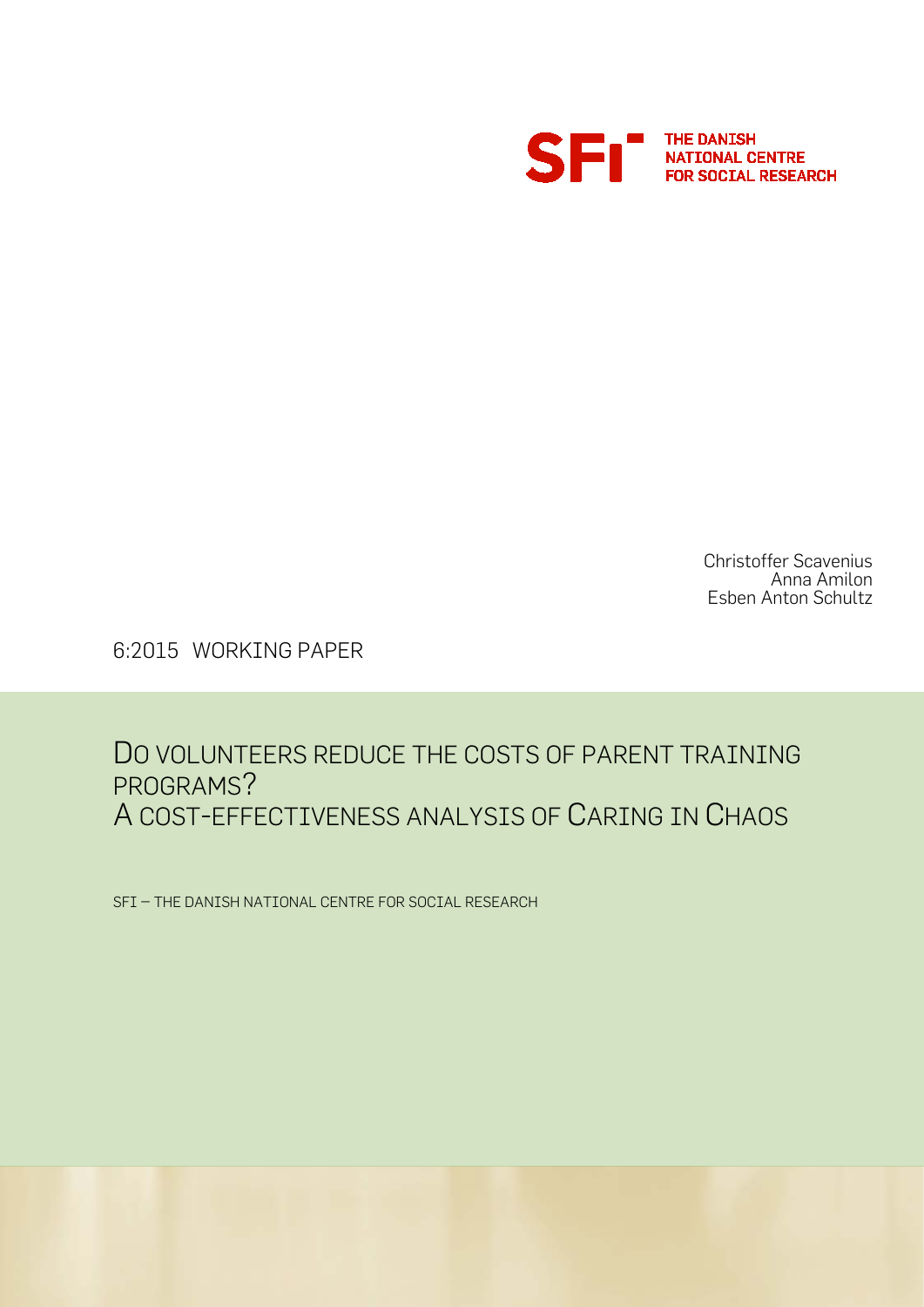SFI THE DANISH NATIONAL CENTRE FOR SOCIAL RESEARCH

Christoffer Scavenius
Anna Amilon
Esben Anton Schultz

6:2015 WORKING PAPER

# DO VOLUNTEERS REDUCE THE COSTS OF PARENT TRAINING PROGRAMS? A COST-EFFECTIVENESS ANALYSIS OF CARING IN CHAOS

SFI – THE DANISH NATIONAL CENTRE FOR SOCIAL RESEARCH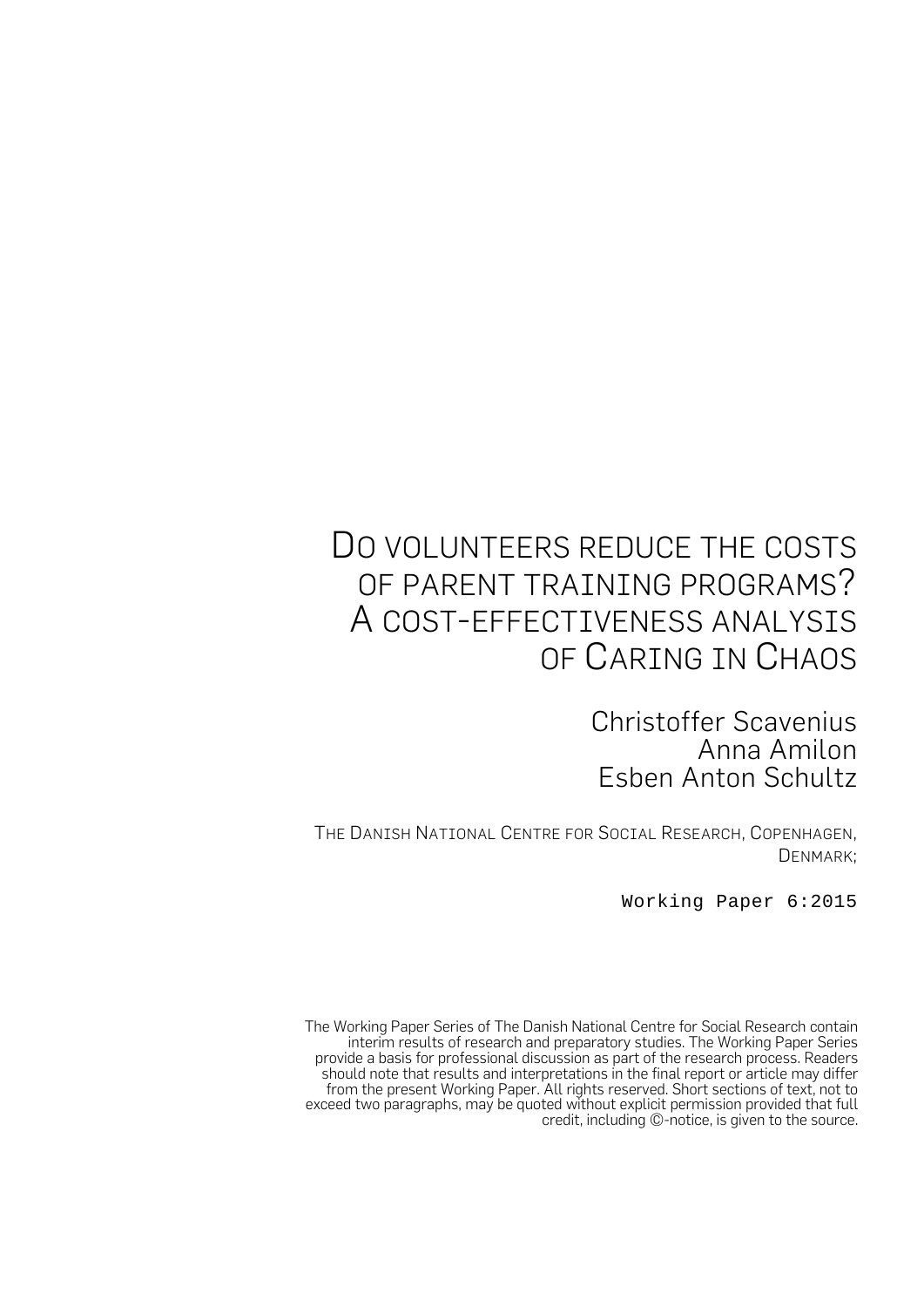# Do volunteers reduce the costs of parent training programs? A cost-effectiveness analysis of Caring in Chaos

Christoffer Scavenius
Anna Amilon
Esben Anton Schultz

The Danish National Centre for Social Research, Copenhagen, Denmark;

Working Paper 6:2015

The Working Paper Series of The Danish National Centre for Social Research contain interim results of research and preparatory studies. The Working Paper Series provide a basis for professional discussion as part of the research process. Readers should note that results and interpretations in the final report or article may differ from the present Working Paper. All rights reserved. Short sections of text, not to exceed two paragraphs, may be quoted without explicit permission provided that full credit, including ©-notice, is given to the source.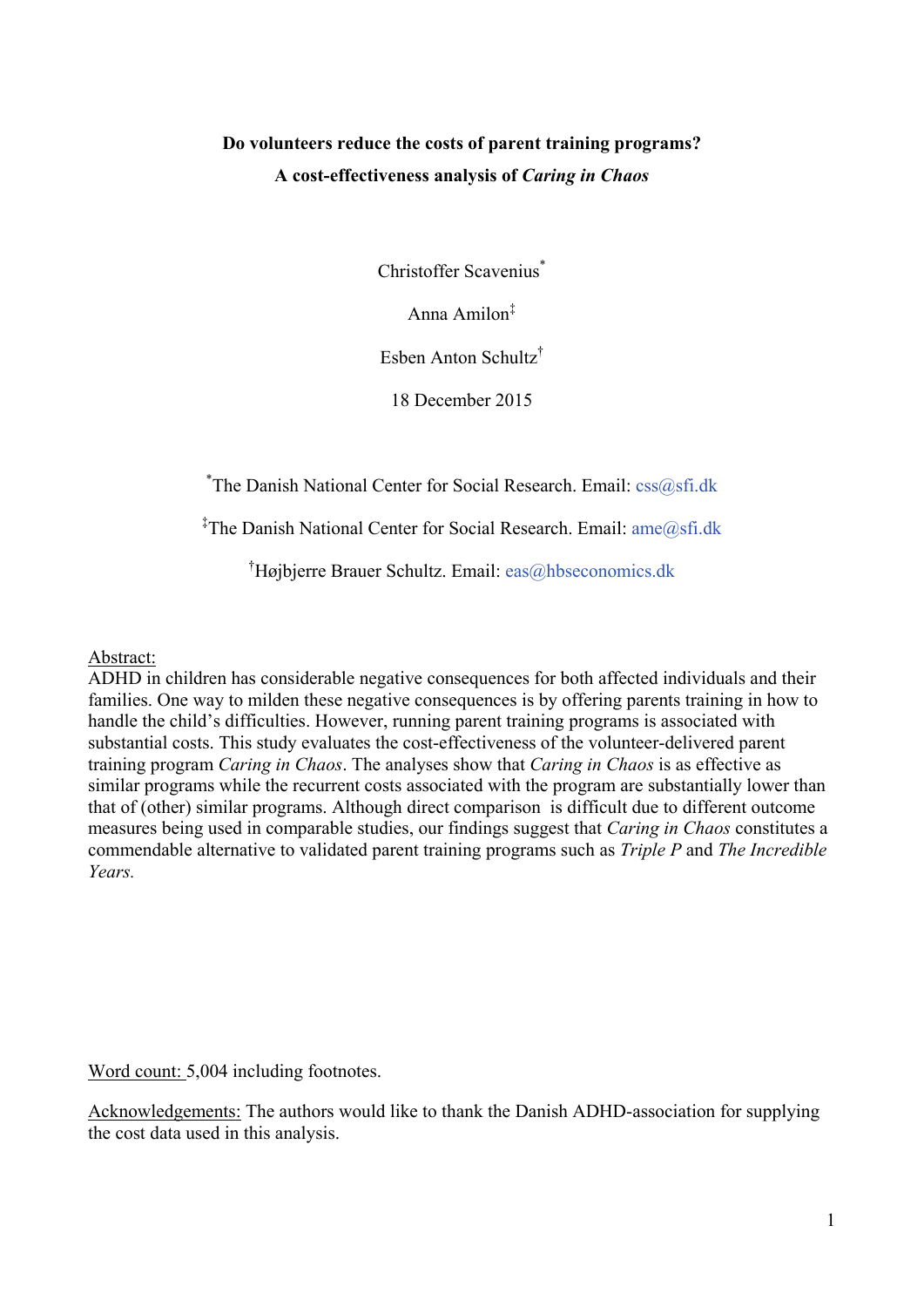**Do volunteers reduce the costs of parent training programs?**

**A cost-effectiveness analysis of *Caring in Chaos***

Christoffer Scavenius[*]

Anna Amilon[‡]

Esben Anton Schultz[†]

18 December 2015

[*]The Danish National Center for Social Research. Email: css@sfi.dk

[‡]The Danish National Center for Social Research. Email: ame@sfi.dk

[†]Højbjerre Brauer Schultz. Email: eas@hbseconomics.dk

Abstract:
ADHD in children has considerable negative consequences for both affected individuals and their families. One way to milden these negative consequences is by offering parents training in how to handle the child's difficulties. However, running parent training programs is associated with substantial costs. This study evaluates the cost-effectiveness of the volunteer-delivered parent training program *Caring in Chaos*. The analyses show that *Caring in Chaos* is as effective as similar programs while the recurrent costs associated with the program are substantially lower than that of (other) similar programs. Although direct comparison is difficult due to different outcome measures being used in comparable studies, our findings suggest that *Caring in Chaos* constitutes a commendable alternative to validated parent training programs such as *Triple P* and *The Incredible Years.*

Word count: 5,004 including footnotes.

Acknowledgements: The authors would like to thank the Danish ADHD-association for supplying the cost data used in this analysis.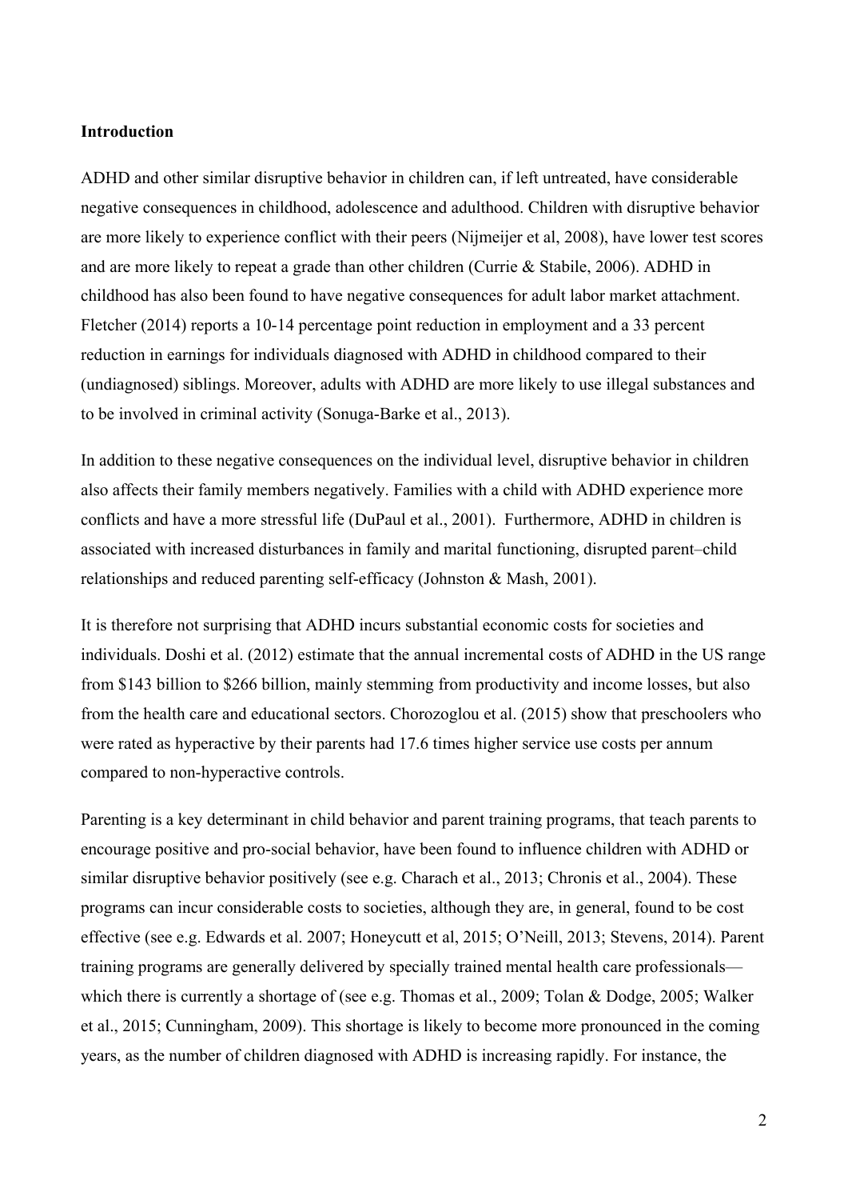**Introduction**

ADHD and other similar disruptive behavior in children can, if left untreated, have considerable negative consequences in childhood, adolescence and adulthood. Children with disruptive behavior are more likely to experience conflict with their peers (Nijmeijer et al, 2008), have lower test scores and are more likely to repeat a grade than other children (Currie & Stabile, 2006). ADHD in childhood has also been found to have negative consequences for adult labor market attachment. Fletcher (2014) reports a 10-14 percentage point reduction in employment and a 33 percent reduction in earnings for individuals diagnosed with ADHD in childhood compared to their (undiagnosed) siblings. Moreover, adults with ADHD are more likely to use illegal substances and to be involved in criminal activity (Sonuga-Barke et al., 2013).

In addition to these negative consequences on the individual level, disruptive behavior in children also affects their family members negatively. Families with a child with ADHD experience more conflicts and have a more stressful life (DuPaul et al., 2001). Furthermore, ADHD in children is associated with increased disturbances in family and marital functioning, disrupted parent–child relationships and reduced parenting self-efficacy (Johnston & Mash, 2001).

It is therefore not surprising that ADHD incurs substantial economic costs for societies and individuals. Doshi et al. (2012) estimate that the annual incremental costs of ADHD in the US range from $143 billion to $266 billion, mainly stemming from productivity and income losses, but also from the health care and educational sectors. Chorozoglou et al. (2015) show that preschoolers who were rated as hyperactive by their parents had 17.6 times higher service use costs per annum compared to non-hyperactive controls.

Parenting is a key determinant in child behavior and parent training programs, that teach parents to encourage positive and pro-social behavior, have been found to influence children with ADHD or similar disruptive behavior positively (see e.g. Charach et al., 2013; Chronis et al., 2004). These programs can incur considerable costs to societies, although they are, in general, found to be cost effective (see e.g. Edwards et al. 2007; Honeycutt et al, 2015; O'Neill, 2013; Stevens, 2014). Parent training programs are generally delivered by specially trained mental health care professionals—which there is currently a shortage of (see e.g. Thomas et al., 2009; Tolan & Dodge, 2005; Walker et al., 2015; Cunningham, 2009). This shortage is likely to become more pronounced in the coming years, as the number of children diagnosed with ADHD is increasing rapidly. For instance, the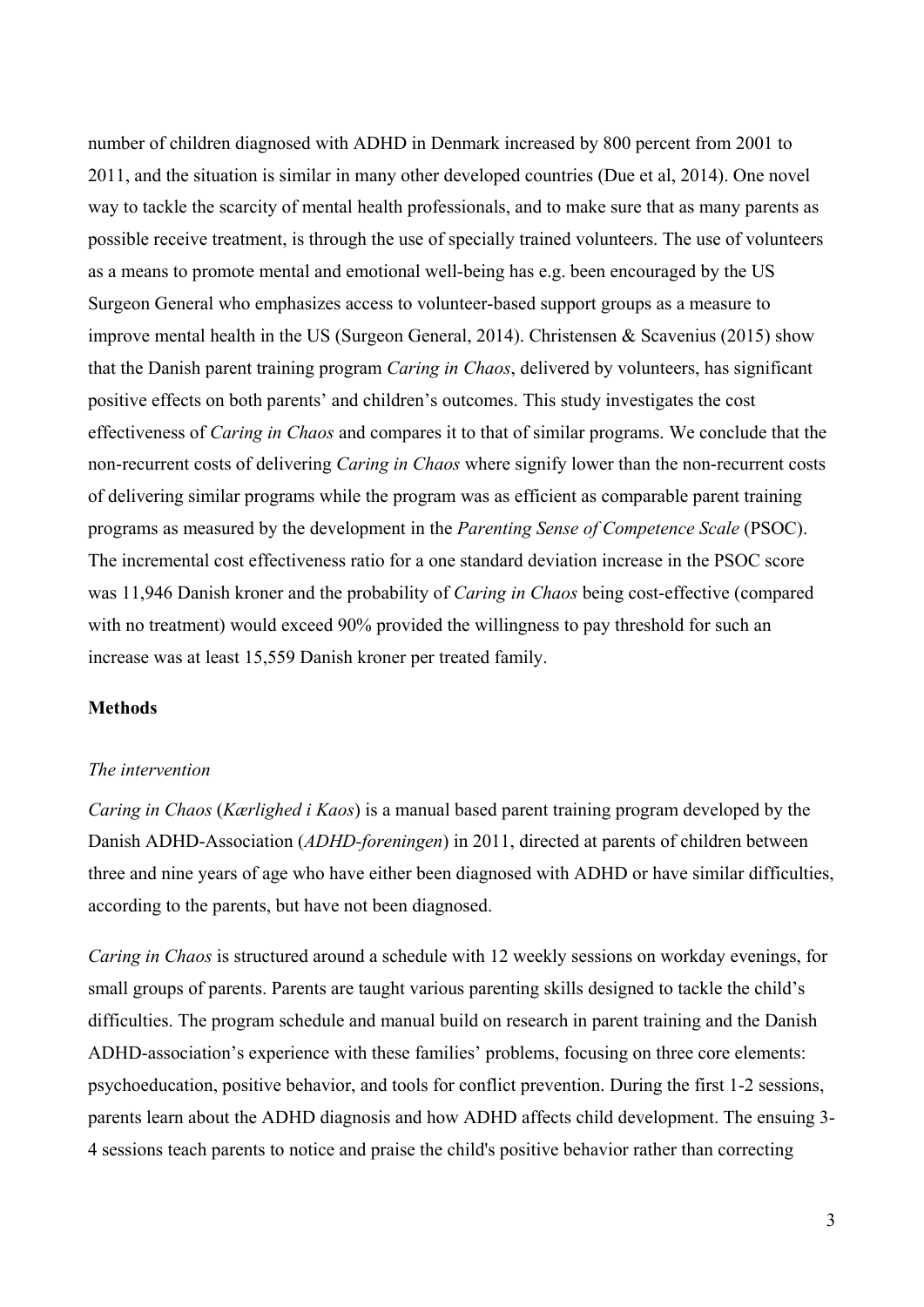number of children diagnosed with ADHD in Denmark increased by 800 percent from 2001 to 2011, and the situation is similar in many other developed countries (Due et al, 2014). One novel way to tackle the scarcity of mental health professionals, and to make sure that as many parents as possible receive treatment, is through the use of specially trained volunteers. The use of volunteers as a means to promote mental and emotional well-being has e.g. been encouraged by the US Surgeon General who emphasizes access to volunteer-based support groups as a measure to improve mental health in the US (Surgeon General, 2014). Christensen & Scavenius (2015) show that the Danish parent training program *Caring in Chaos*, delivered by volunteers, has significant positive effects on both parents' and children's outcomes. This study investigates the cost effectiveness of *Caring in Chaos* and compares it to that of similar programs. We conclude that the non-recurrent costs of delivering *Caring in Chaos* where signify lower than the non-recurrent costs of delivering similar programs while the program was as efficient as comparable parent training programs as measured by the development in the *Parenting Sense of Competence Scale* (PSOC). The incremental cost effectiveness ratio for a one standard deviation increase in the PSOC score was 11,946 Danish kroner and the probability of *Caring in Chaos* being cost-effective (compared with no treatment) would exceed 90% provided the willingness to pay threshold for such an increase was at least 15,559 Danish kroner per treated family.

## Methods

### *The intervention*

*Caring in Chaos* (*Kærlighed i Kaos*) is a manual based parent training program developed by the Danish ADHD-Association (*ADHD-foreningen*) in 2011, directed at parents of children between three and nine years of age who have either been diagnosed with ADHD or have similar difficulties, according to the parents, but have not been diagnosed.

*Caring in Chaos* is structured around a schedule with 12 weekly sessions on workday evenings, for small groups of parents. Parents are taught various parenting skills designed to tackle the child's difficulties. The program schedule and manual build on research in parent training and the Danish ADHD-association's experience with these families' problems, focusing on three core elements: psychoeducation, positive behavior, and tools for conflict prevention. During the first 1-2 sessions, parents learn about the ADHD diagnosis and how ADHD affects child development. The ensuing 3-4 sessions teach parents to notice and praise the child's positive behavior rather than correcting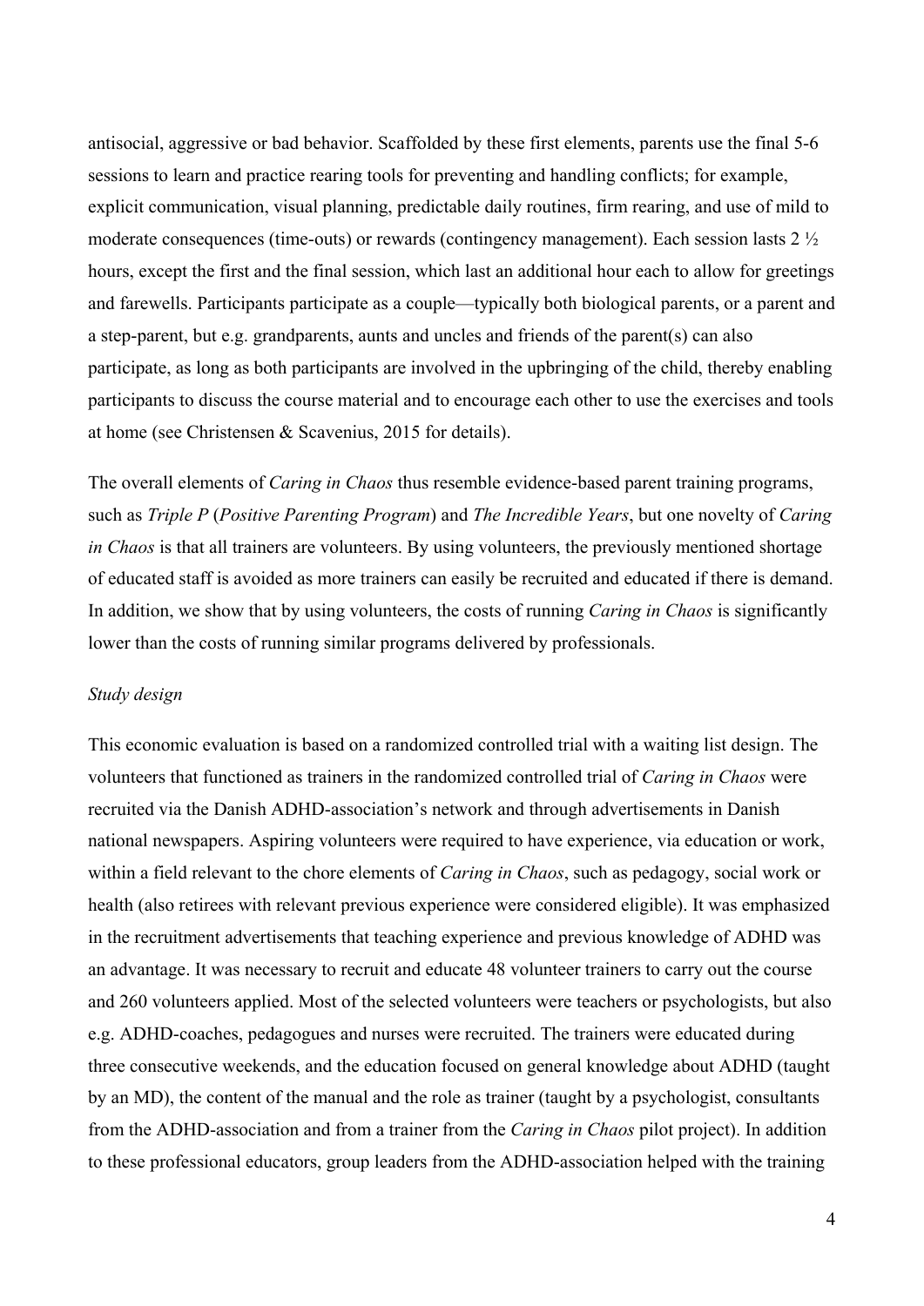antisocial, aggressive or bad behavior. Scaffolded by these first elements, parents use the final 5-6 sessions to learn and practice rearing tools for preventing and handling conflicts; for example, explicit communication, visual planning, predictable daily routines, firm rearing, and use of mild to moderate consequences (time-outs) or rewards (contingency management). Each session lasts 2 ½ hours, except the first and the final session, which last an additional hour each to allow for greetings and farewells. Participants participate as a couple—typically both biological parents, or a parent and a step-parent, but e.g. grandparents, aunts and uncles and friends of the parent(s) can also participate, as long as both participants are involved in the upbringing of the child, thereby enabling participants to discuss the course material and to encourage each other to use the exercises and tools at home (see Christensen & Scavenius, 2015 for details).

The overall elements of *Caring in Chaos* thus resemble evidence-based parent training programs, such as *Triple P* (*Positive Parenting Program*) and *The Incredible Years*, but one novelty of *Caring in Chaos* is that all trainers are volunteers. By using volunteers, the previously mentioned shortage of educated staff is avoided as more trainers can easily be recruited and educated if there is demand. In addition, we show that by using volunteers, the costs of running *Caring in Chaos* is significantly lower than the costs of running similar programs delivered by professionals.

*Study design*

This economic evaluation is based on a randomized controlled trial with a waiting list design. The volunteers that functioned as trainers in the randomized controlled trial of *Caring in Chaos* were recruited via the Danish ADHD-association's network and through advertisements in Danish national newspapers. Aspiring volunteers were required to have experience, via education or work, within a field relevant to the chore elements of *Caring in Chaos*, such as pedagogy, social work or health (also retirees with relevant previous experience were considered eligible). It was emphasized in the recruitment advertisements that teaching experience and previous knowledge of ADHD was an advantage. It was necessary to recruit and educate 48 volunteer trainers to carry out the course and 260 volunteers applied. Most of the selected volunteers were teachers or psychologists, but also e.g. ADHD-coaches, pedagogues and nurses were recruited. The trainers were educated during three consecutive weekends, and the education focused on general knowledge about ADHD (taught by an MD), the content of the manual and the role as trainer (taught by a psychologist, consultants from the ADHD-association and from a trainer from the *Caring in Chaos* pilot project). In addition to these professional educators, group leaders from the ADHD-association helped with the training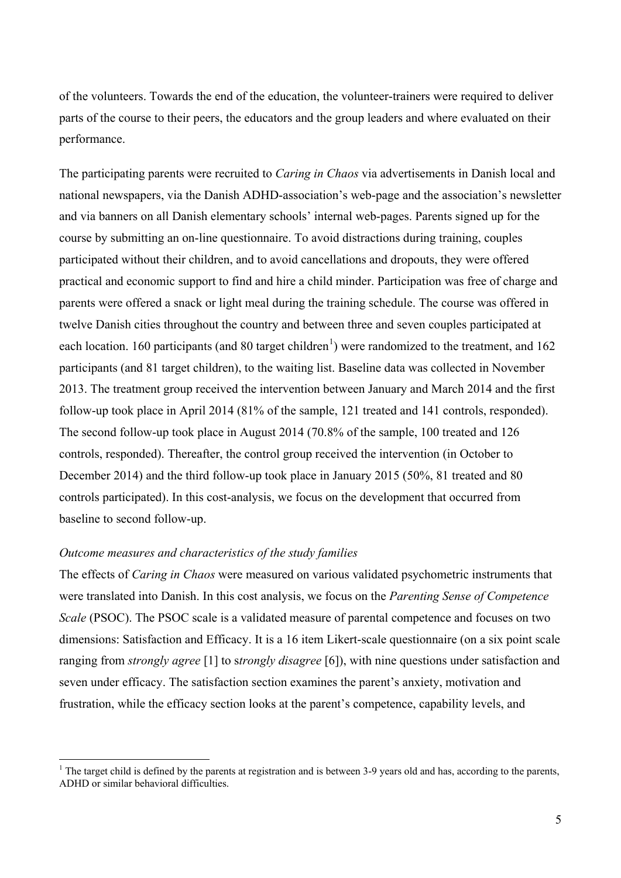of the volunteers. Towards the end of the education, the volunteer-trainers were required to deliver parts of the course to their peers, the educators and the group leaders and where evaluated on their performance.

The participating parents were recruited to *Caring in Chaos* via advertisements in Danish local and national newspapers, via the Danish ADHD-association's web-page and the association's newsletter and via banners on all Danish elementary schools' internal web-pages. Parents signed up for the course by submitting an on-line questionnaire. To avoid distractions during training, couples participated without their children, and to avoid cancellations and dropouts, they were offered practical and economic support to find and hire a child minder. Participation was free of charge and parents were offered a snack or light meal during the training schedule. The course was offered in twelve Danish cities throughout the country and between three and seven couples participated at each location. 160 participants (and 80 target children[1]) were randomized to the treatment, and 162 participants (and 81 target children), to the waiting list. Baseline data was collected in November 2013. The treatment group received the intervention between January and March 2014 and the first follow-up took place in April 2014 (81% of the sample, 121 treated and 141 controls, responded). The second follow-up took place in August 2014 (70.8% of the sample, 100 treated and 126 controls, responded). Thereafter, the control group received the intervention (in October to December 2014) and the third follow-up took place in January 2015 (50%, 81 treated and 80 controls participated). In this cost-analysis, we focus on the development that occurred from baseline to second follow-up.

*Outcome measures and characteristics of the study families*

The effects of *Caring in Chaos* were measured on various validated psychometric instruments that were translated into Danish. In this cost analysis, we focus on the *Parenting Sense of Competence Scale* (PSOC). The PSOC scale is a validated measure of parental competence and focuses on two dimensions: Satisfaction and Efficacy. It is a 16 item Likert-scale questionnaire (on a six point scale ranging from *strongly agree* [1] to *strongly disagree* [6]), with nine questions under satisfaction and seven under efficacy. The satisfaction section examines the parent's anxiety, motivation and frustration, while the efficacy section looks at the parent's competence, capability levels, and

[1] The target child is defined by the parents at registration and is between 3-9 years old and has, according to the parents, ADHD or similar behavioral difficulties.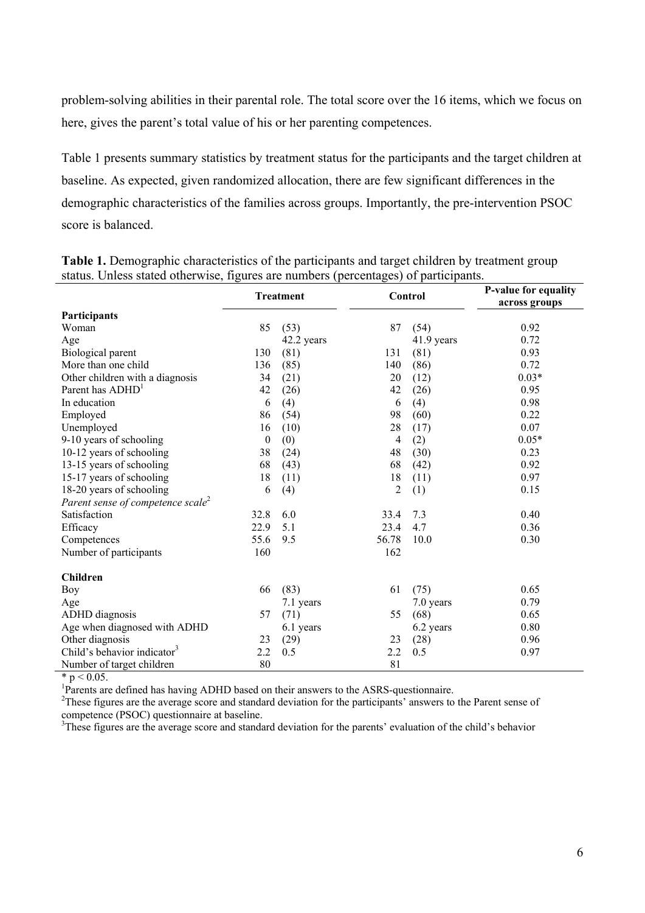problem-solving abilities in their parental role. The total score over the 16 items, which we focus on here, gives the parent's total value of his or her parenting competences.

Table 1 presents summary statistics by treatment status for the participants and the target children at baseline. As expected, given randomized allocation, there are few significant differences in the demographic characteristics of the families across groups. Importantly, the pre-intervention PSOC score is balanced.

**Table 1.** Demographic characteristics of the participants and target children by treatment group status. Unless stated otherwise, figures are numbers (percentages) of participants.

| | Treatment | | Control | | P-value for equality across groups |
|---|---|---|---|---|---|
| **Participants** | | | | | |
| Woman | 85 | (53) | 87 | (54) | 0.92 |
| Age | | 42.2 years | | 41.9 years | 0.72 |
| Biological parent | 130 | (81) | 131 | (81) | 0.93 |
| More than one child | 136 | (85) | 140 | (86) | 0.72 |
| Other children with a diagnosis | 34 | (21) | 20 | (12) | 0.03* |
| Parent has ADHD[1] | 42 | (26) | 42 | (26) | 0.95 |
| In education | 6 | (4) | 6 | (4) | 0.98 |
| Employed | 86 | (54) | 98 | (60) | 0.22 |
| Unemployed | 16 | (10) | 28 | (17) | 0.07 |
| 9-10 years of schooling | 0 | (0) | 4 | (2) | 0.05* |
| 10-12 years of schooling | 38 | (24) | 48 | (30) | 0.23 |
| 13-15 years of schooling | 68 | (43) | 68 | (42) | 0.92 |
| 15-17 years of schooling | 18 | (11) | 18 | (11) | 0.97 |
| 18-20 years of schooling | 6 | (4) | 2 | (1) | 0.15 |
| *Parent sense of competence scale*[2] | | | | | |
| Satisfaction | 32.8 | 6.0 | 33.4 | 7.3 | 0.40 |
| Efficacy | 22.9 | 5.1 | 23.4 | 4.7 | 0.36 |
| Competences | 55.6 | 9.5 | 56.78 | 10.0 | 0.30 |
| Number of participants | 160 | | 162 | | |
| **Children** | | | | | |
| Boy | 66 | (83) | 61 | (75) | 0.65 |
| Age | | 7.1 years | | 7.0 years | 0.79 |
| ADHD diagnosis | 57 | (71) | 55 | (68) | 0.65 |
| Age when diagnosed with ADHD | | 6.1 years | | 6.2 years | 0.80 |
| Other diagnosis | 23 | (29) | 23 | (28) | 0.96 |
| Child's behavior indicator[3] | 2.2 | 0.5 | 2.2 | 0.5 | 0.97 |
| Number of target children | 80 | | 81 | | |

* $p < 0.05$.

[1]Parents are defined has having ADHD based on their answers to the ASRS-questionnaire.

[2]These figures are the average score and standard deviation for the participants' answers to the Parent sense of competence (PSOC) questionnaire at baseline.

[3]These figures are the average score and standard deviation for the parents' evaluation of the child's behavior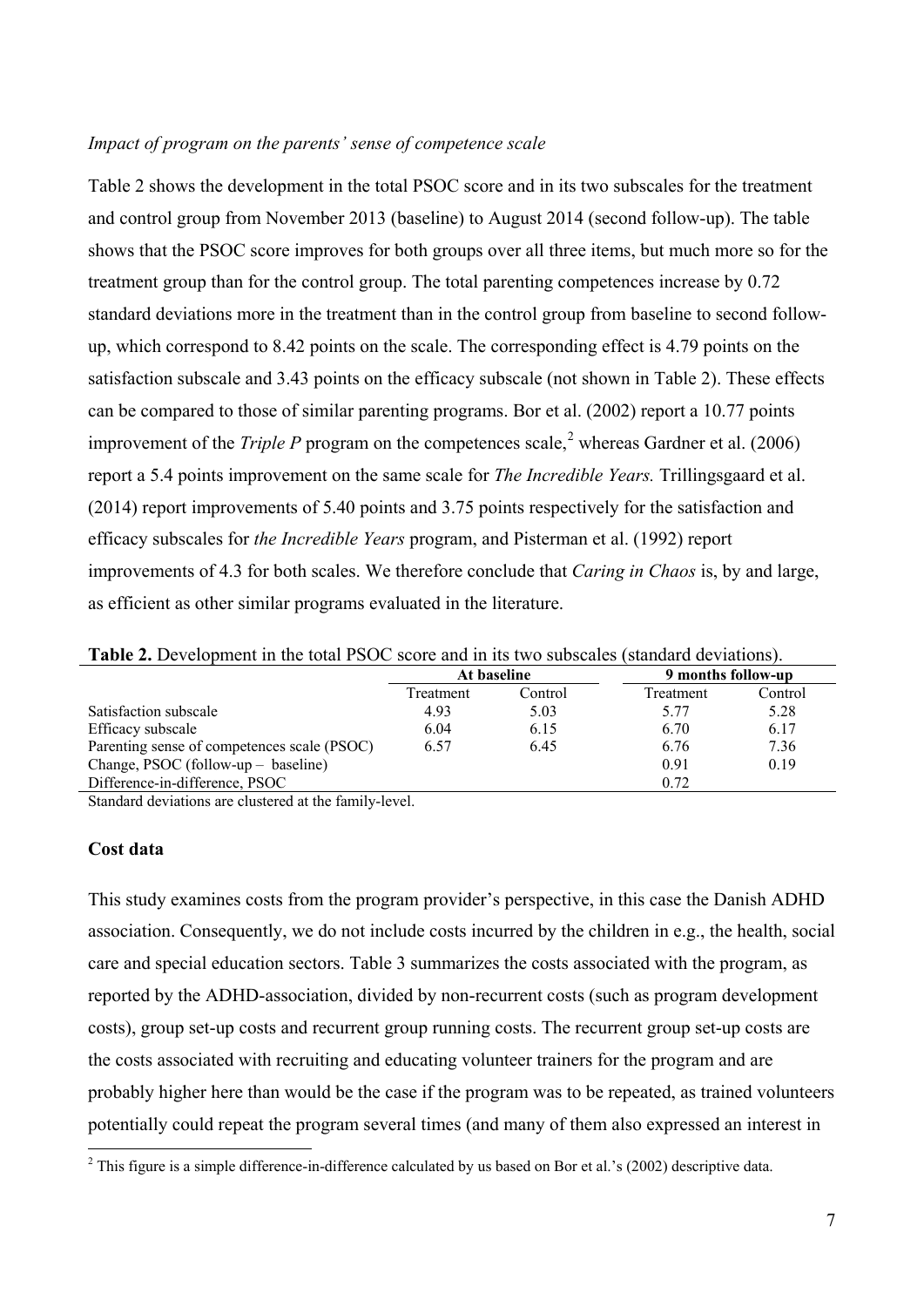*Impact of program on the parents' sense of competence scale*

Table 2 shows the development in the total PSOC score and in its two subscales for the treatment and control group from November 2013 (baseline) to August 2014 (second follow-up). The table shows that the PSOC score improves for both groups over all three items, but much more so for the treatment group than for the control group. The total parenting competences increase by 0.72 standard deviations more in the treatment than in the control group from baseline to second follow-up, which correspond to 8.42 points on the scale. The corresponding effect is 4.79 points on the satisfaction subscale and 3.43 points on the efficacy subscale (not shown in Table 2). These effects can be compared to those of similar parenting programs. Bor et al. (2002) report a 10.77 points improvement of the *Triple P* program on the competences scale,[2] whereas Gardner et al. (2006) report a 5.4 points improvement on the same scale for *The Incredible Years.* Trillingsgaard et al. (2014) report improvements of 5.40 points and 3.75 points respectively for the satisfaction and efficacy subscales for *the Incredible Years* program, and Pisterman et al. (1992) report improvements of 4.3 for both scales. We therefore conclude that *Caring in Chaos* is, by and large, as efficient as other similar programs evaluated in the literature.

**Table 2.** Development in the total PSOC score and in its two subscales (standard deviations).

| | At baseline | | 9 months follow-up | |
|---|---|---|---|---|
| | Treatment | Control | Treatment | Control |
| Satisfaction subscale | 4.93 | 5.03 | 5.77 | 5.28 |
| Efficacy subscale | 6.04 | 6.15 | 6.70 | 6.17 |
| Parenting sense of competences scale (PSOC) | 6.57 | 6.45 | 6.76 | 7.36 |
| Change, PSOC (follow-up – baseline) | | | 0.91 | 0.19 |
| Difference-in-difference, PSOC | | | 0.72 | |

Standard deviations are clustered at the family-level.

**Cost data**

This study examines costs from the program provider's perspective, in this case the Danish ADHD association. Consequently, we do not include costs incurred by the children in e.g., the health, social care and special education sectors. Table 3 summarizes the costs associated with the program, as reported by the ADHD-association, divided by non-recurrent costs (such as program development costs), group set-up costs and recurrent group running costs. The recurrent group set-up costs are the costs associated with recruiting and educating volunteer trainers for the program and are probably higher here than would be the case if the program was to be repeated, as trained volunteers potentially could repeat the program several times (and many of them also expressed an interest in

[2] This figure is a simple difference-in-difference calculated by us based on Bor et al.'s (2002) descriptive data.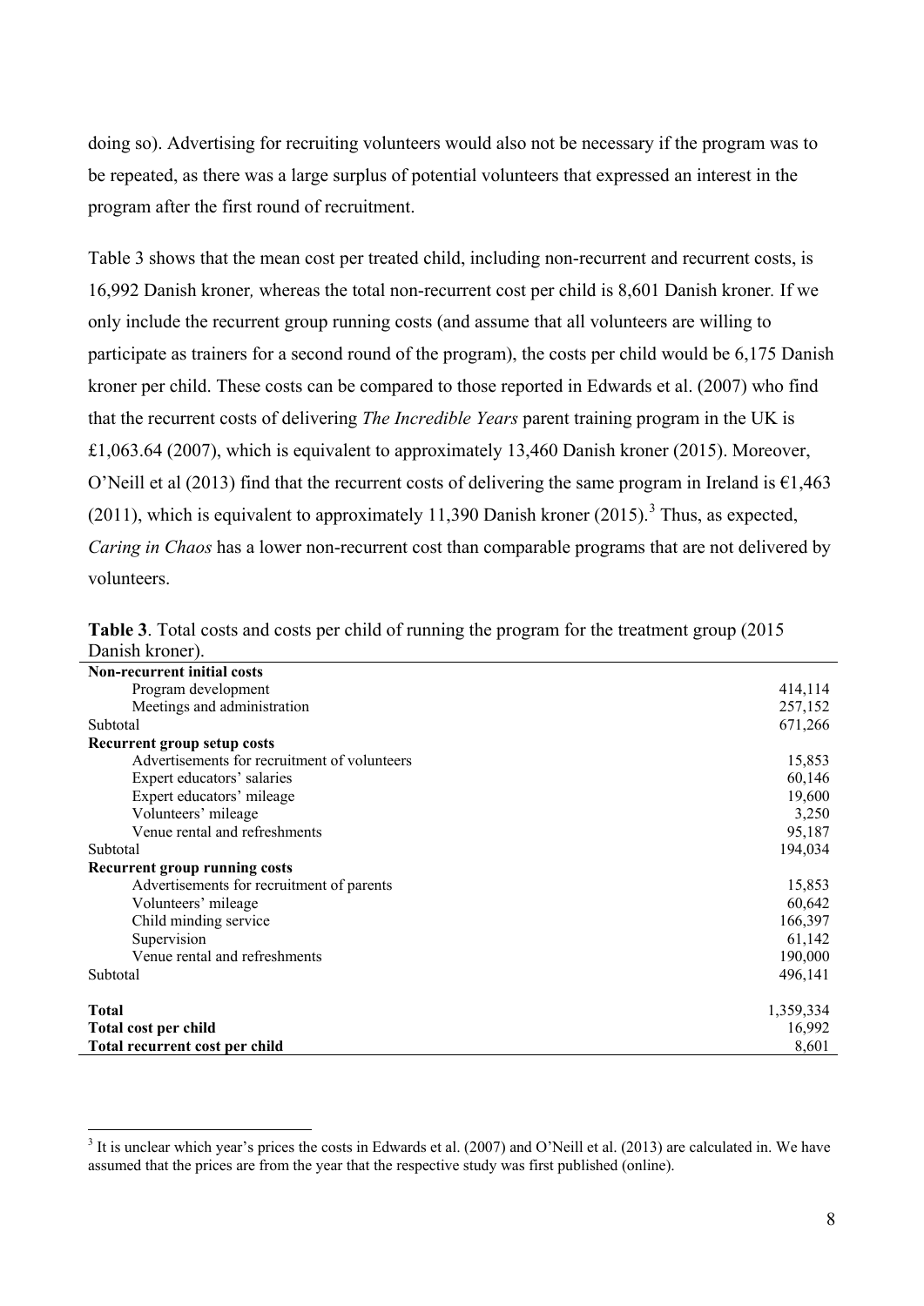doing so). Advertising for recruiting volunteers would also not be necessary if the program was to be repeated, as there was a large surplus of potential volunteers that expressed an interest in the program after the first round of recruitment.

Table 3 shows that the mean cost per treated child, including non-recurrent and recurrent costs, is 16,992 Danish kroner*,* whereas the total non-recurrent cost per child is 8,601 Danish kroner*.* If we only include the recurrent group running costs (and assume that all volunteers are willing to participate as trainers for a second round of the program), the costs per child would be 6,175 Danish kroner per child. These costs can be compared to those reported in Edwards et al. (2007) who find that the recurrent costs of delivering *The Incredible Years* parent training program in the UK is £1,063.64 (2007), which is equivalent to approximately 13,460 Danish kroner (2015). Moreover, O'Neill et al (2013) find that the recurrent costs of delivering the same program in Ireland is €1,463 (2011), which is equivalent to approximately 11,390 Danish kroner (2015).[3] Thus, as expected, *Caring in Chaos* has a lower non-recurrent cost than comparable programs that are not delivered by volunteers.

**Table 3**. Total costs and costs per child of running the program for the treatment group (2015 Danish kroner).

| | |
|---|---|
| **Non-recurrent initial costs** | |
| Program development | 414,114 |
| Meetings and administration | 257,152 |
| Subtotal | 671,266 |
| **Recurrent group setup costs** | |
| Advertisements for recruitment of volunteers | 15,853 |
| Expert educators' salaries | 60,146 |
| Expert educators' mileage | 19,600 |
| Volunteers' mileage | 3,250 |
| Venue rental and refreshments | 95,187 |
| Subtotal | 194,034 |
| **Recurrent group running costs** | |
| Advertisements for recruitment of parents | 15,853 |
| Volunteers' mileage | 60,642 |
| Child minding service | 166,397 |
| Supervision | 61,142 |
| Venue rental and refreshments | 190,000 |
| Subtotal | 496,141 |
| | |
| **Total** | 1,359,334 |
| **Total cost per child** | 16,992 |
| **Total recurrent cost per child** | 8,601 |

[3] It is unclear which year's prices the costs in Edwards et al. (2007) and O'Neill et al. (2013) are calculated in. We have assumed that the prices are from the year that the respective study was first published (online).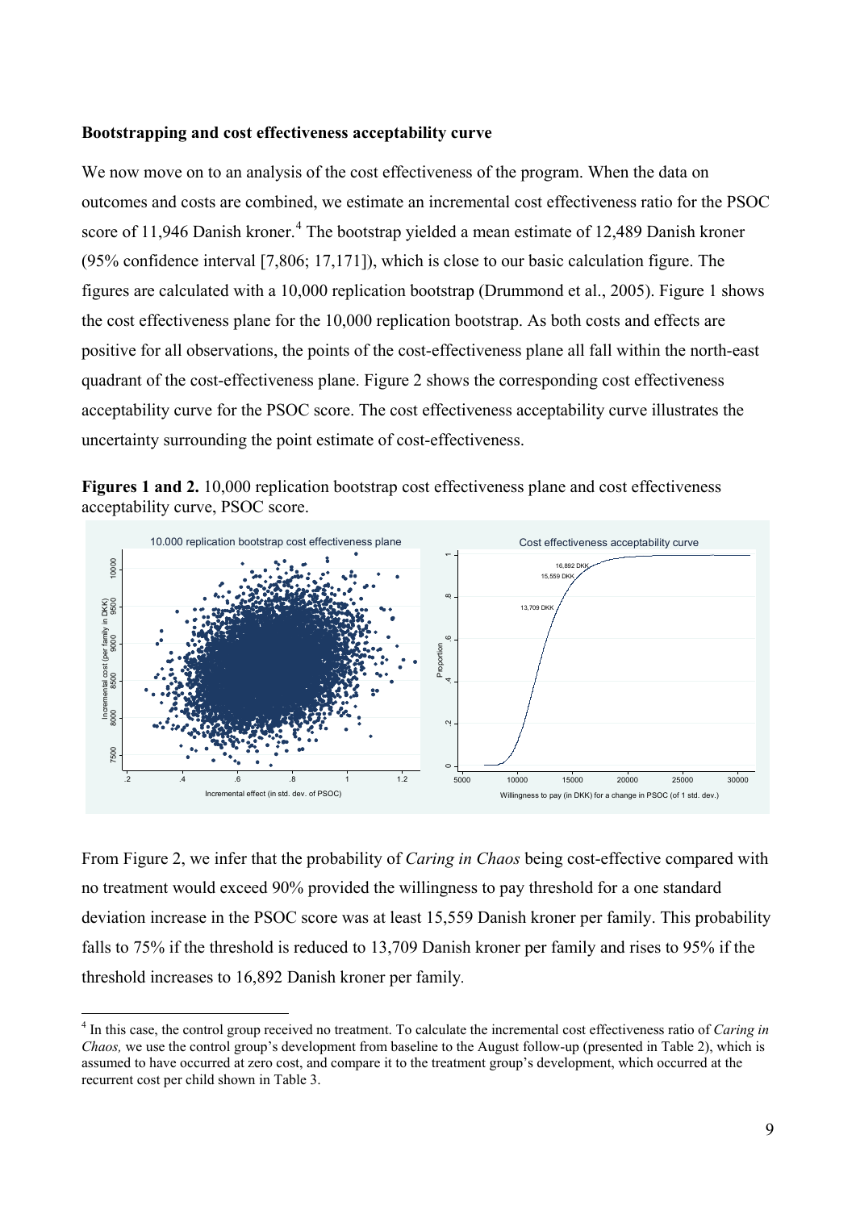**Bootstrapping and cost effectiveness acceptability curve**

We now move on to an analysis of the cost effectiveness of the program. When the data on outcomes and costs are combined, we estimate an incremental cost effectiveness ratio for the PSOC score of 11,946 Danish kroner.[4] The bootstrap yielded a mean estimate of 12,489 Danish kroner (95% confidence interval [7,806; 17,171]), which is close to our basic calculation figure. The figures are calculated with a 10,000 replication bootstrap (Drummond et al., 2005). Figure 1 shows the cost effectiveness plane for the 10,000 replication bootstrap. As both costs and effects are positive for all observations, the points of the cost-effectiveness plane all fall within the north-east quadrant of the cost-effectiveness plane. Figure 2 shows the corresponding cost effectiveness acceptability curve for the PSOC score. The cost effectiveness acceptability curve illustrates the uncertainty surrounding the point estimate of cost-effectiveness.

**Figures 1 and 2.** 10,000 replication bootstrap cost effectiveness plane and cost effectiveness acceptability curve, PSOC score.

From Figure 2, we infer that the probability of *Caring in Chaos* being cost-effective compared with no treatment would exceed 90% provided the willingness to pay threshold for a one standard deviation increase in the PSOC score was at least 15,559 Danish kroner per family. This probability falls to 75% if the threshold is reduced to 13,709 Danish kroner per family and rises to 95% if the threshold increases to 16,892 Danish kroner per family.

---

[4] In this case, the control group received no treatment. To calculate the incremental cost effectiveness ratio of *Caring in Chaos,* we use the control group's development from baseline to the August follow-up (presented in Table 2), which is assumed to have occurred at zero cost, and compare it to the treatment group's development, which occurred at the recurrent cost per child shown in Table 3.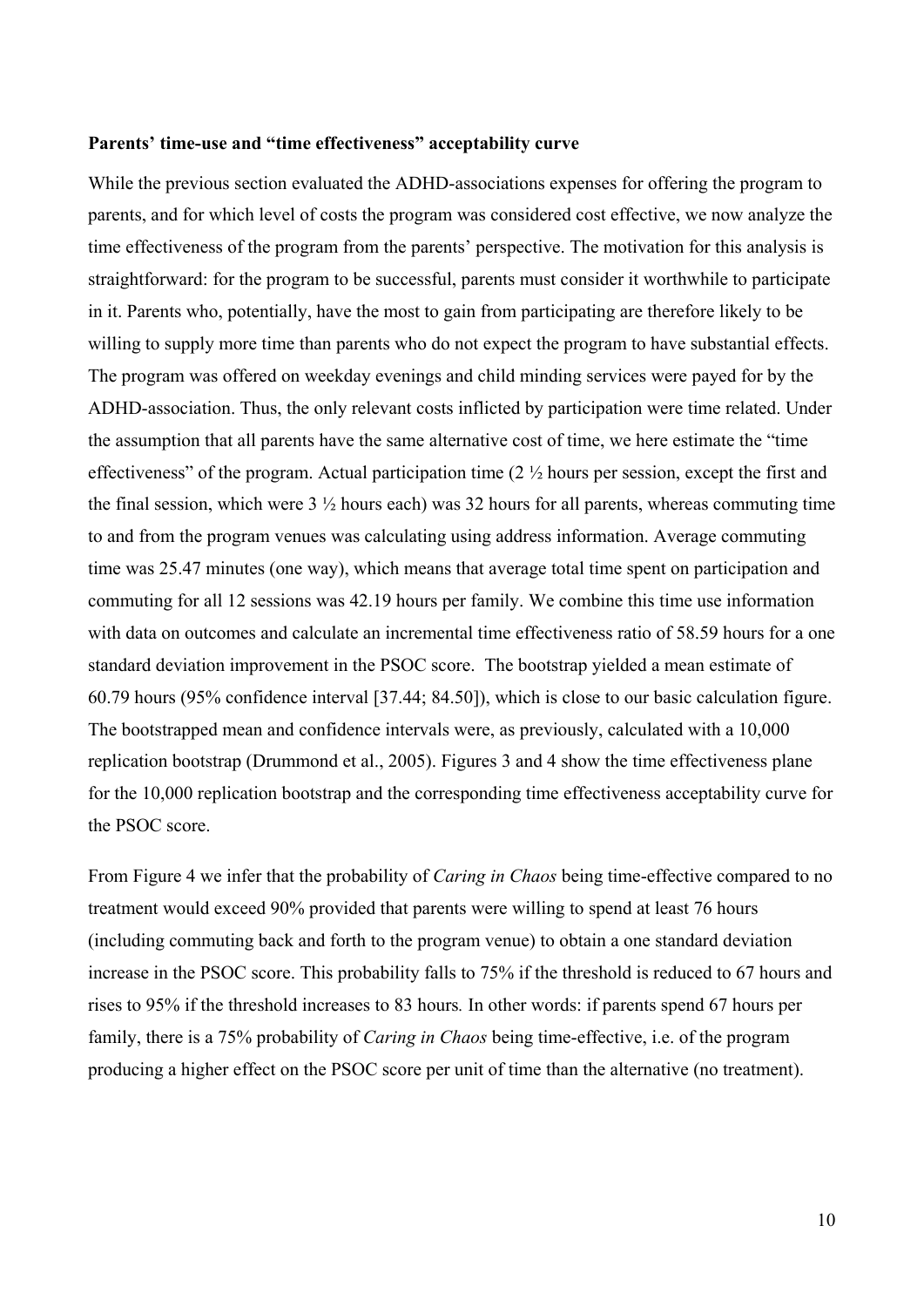**Parents' time-use and "time effectiveness" acceptability curve**

While the previous section evaluated the ADHD-associations expenses for offering the program to parents, and for which level of costs the program was considered cost effective, we now analyze the time effectiveness of the program from the parents' perspective. The motivation for this analysis is straightforward: for the program to be successful, parents must consider it worthwhile to participate in it. Parents who, potentially, have the most to gain from participating are therefore likely to be willing to supply more time than parents who do not expect the program to have substantial effects. The program was offered on weekday evenings and child minding services were payed for by the ADHD-association. Thus, the only relevant costs inflicted by participation were time related. Under the assumption that all parents have the same alternative cost of time, we here estimate the "time effectiveness" of the program. Actual participation time (2 ½ hours per session, except the first and the final session, which were 3 ½ hours each) was 32 hours for all parents, whereas commuting time to and from the program venues was calculating using address information. Average commuting time was 25.47 minutes (one way), which means that average total time spent on participation and commuting for all 12 sessions was 42.19 hours per family. We combine this time use information with data on outcomes and calculate an incremental time effectiveness ratio of 58.59 hours for a one standard deviation improvement in the PSOC score. The bootstrap yielded a mean estimate of 60.79 hours (95% confidence interval [37.44; 84.50]), which is close to our basic calculation figure. The bootstrapped mean and confidence intervals were, as previously, calculated with a 10,000 replication bootstrap (Drummond et al., 2005). Figures 3 and 4 show the time effectiveness plane for the 10,000 replication bootstrap and the corresponding time effectiveness acceptability curve for the PSOC score.

From Figure 4 we infer that the probability of *Caring in Chaos* being time-effective compared to no treatment would exceed 90% provided that parents were willing to spend at least 76 hours (including commuting back and forth to the program venue) to obtain a one standard deviation increase in the PSOC score. This probability falls to 75% if the threshold is reduced to 67 hours and rises to 95% if the threshold increases to 83 hours. In other words: if parents spend 67 hours per family, there is a 75% probability of *Caring in Chaos* being time-effective, i.e. of the program producing a higher effect on the PSOC score per unit of time than the alternative (no treatment).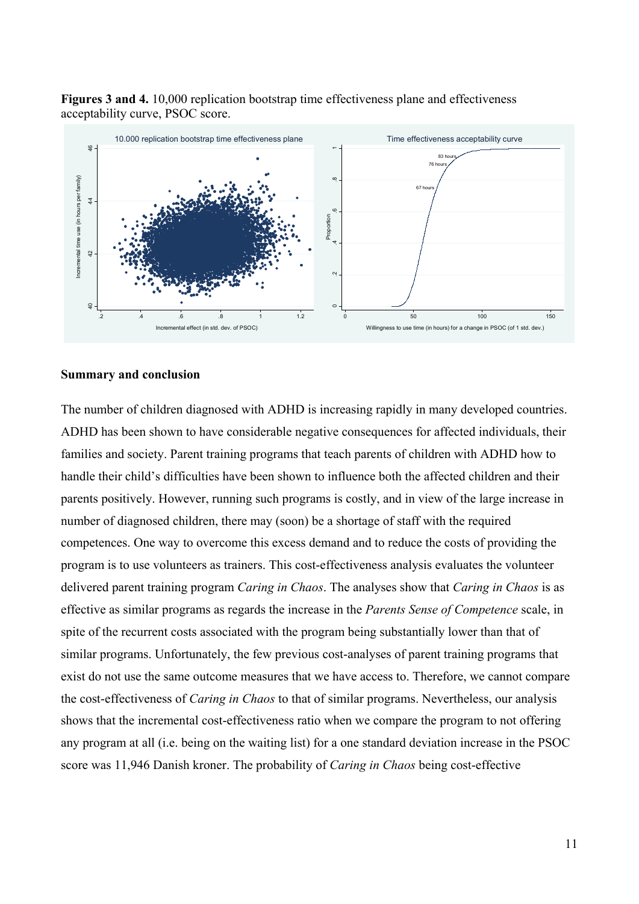**Figures 3 and 4.** 10,000 replication bootstrap time effectiveness plane and effectiveness acceptability curve, PSOC score.

## Summary and conclusion

The number of children diagnosed with ADHD is increasing rapidly in many developed countries. ADHD has been shown to have considerable negative consequences for affected individuals, their families and society. Parent training programs that teach parents of children with ADHD how to handle their child's difficulties have been shown to influence both the affected children and their parents positively. However, running such programs is costly, and in view of the large increase in number of diagnosed children, there may (soon) be a shortage of staff with the required competences. One way to overcome this excess demand and to reduce the costs of providing the program is to use volunteers as trainers. This cost-effectiveness analysis evaluates the volunteer delivered parent training program *Caring in Chaos*. The analyses show that *Caring in Chaos* is as effective as similar programs as regards the increase in the *Parents Sense of Competence* scale, in spite of the recurrent costs associated with the program being substantially lower than that of similar programs. Unfortunately, the few previous cost-analyses of parent training programs that exist do not use the same outcome measures that we have access to. Therefore, we cannot compare the cost-effectiveness of *Caring in Chaos* to that of similar programs. Nevertheless, our analysis shows that the incremental cost-effectiveness ratio when we compare the program to not offering any program at all (i.e. being on the waiting list) for a one standard deviation increase in the PSOC score was 11,946 Danish kroner. The probability of *Caring in Chaos* being cost-effective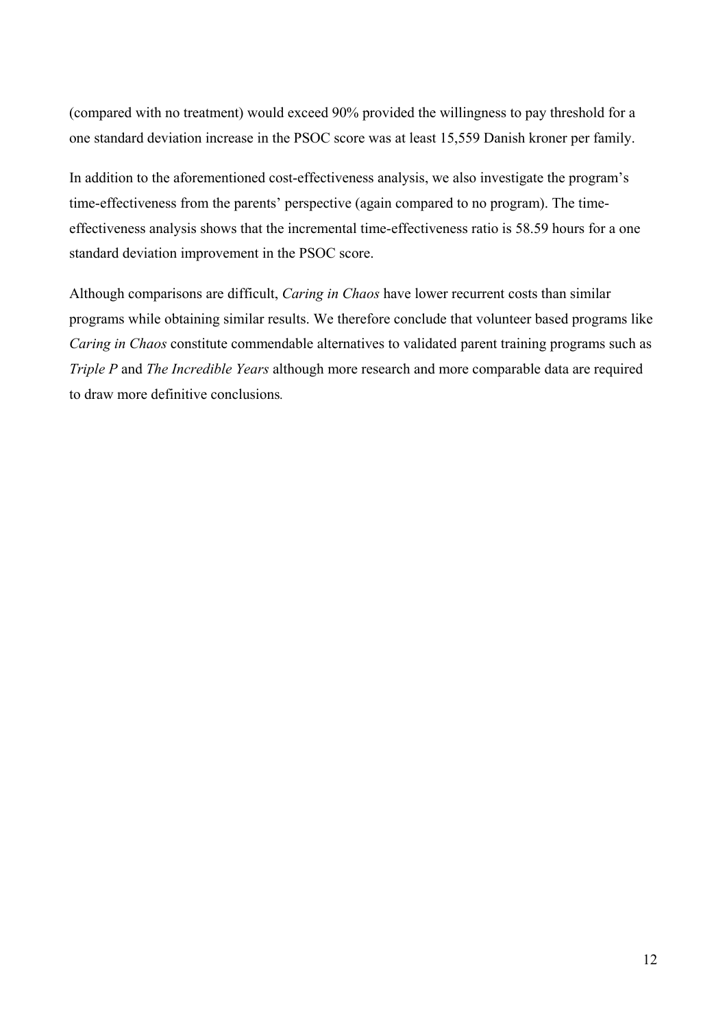(compared with no treatment) would exceed 90% provided the willingness to pay threshold for a one standard deviation increase in the PSOC score was at least 15,559 Danish kroner per family.

In addition to the aforementioned cost-effectiveness analysis, we also investigate the program's time-effectiveness from the parents' perspective (again compared to no program). The time-effectiveness analysis shows that the incremental time-effectiveness ratio is 58.59 hours for a one standard deviation improvement in the PSOC score.

Although comparisons are difficult, *Caring in Chaos* have lower recurrent costs than similar programs while obtaining similar results. We therefore conclude that volunteer based programs like *Caring in Chaos* constitute commendable alternatives to validated parent training programs such as *Triple P* and *The Incredible Years* although more research and more comparable data are required to draw more definitive conclusions.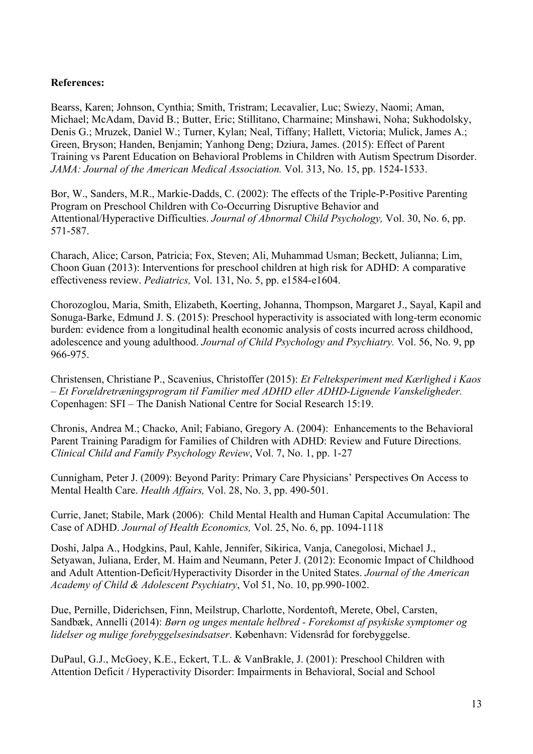**References:**

Bearss, Karen; Johnson, Cynthia; Smith, Tristram; Lecavalier, Luc; Swiezy, Naomi; Aman, Michael; McAdam, David B.; Butter, Eric; Stillitano, Charmaine; Minshawi, Noha; Sukhodolsky, Denis G.; Mruzek, Daniel W.; Turner, Kylan; Neal, Tiffany; Hallett, Victoria; Mulick, James A.; Green, Bryson; Handen, Benjamin; Yanhong Deng; Dziura, James. (2015): Effect of Parent Training vs Parent Education on Behavioral Problems in Children with Autism Spectrum Disorder. *JAMA: Journal of the American Medical Association.* Vol. 313, No. 15, pp. 1524-1533.

Bor, W., Sanders, M.R., Markie-Dadds, C. (2002): The effects of the Triple-P-Positive Parenting Program on Preschool Children with Co-Occurring Disruptive Behavior and Attentional/Hyperactive Difficulties. *Journal of Abnormal Child Psychology,* Vol. 30, No. 6, pp. 571-587.

Charach, Alice; Carson, Patricia; Fox, Steven; Ali, Muhammad Usman; Beckett, Julianna; Lim, Choon Guan (2013): Interventions for preschool children at high risk for ADHD: A comparative effectiveness review. *Pediatrics,* Vol. 131, No. 5, pp. e1584-e1604.

Chorozoglou, Maria, Smith, Elizabeth, Koerting, Johanna, Thompson, Margaret J., Sayal, Kapil and Sonuga-Barke, Edmund J. S. (2015): Preschool hyperactivity is associated with long-term economic burden: evidence from a longitudinal health economic analysis of costs incurred across childhood, adolescence and young adulthood. *Journal of Child Psychology and Psychiatry.* Vol. 56, No. 9, pp 966-975.

Christensen, Christiane P., Scavenius, Christoffer (2015): *Et Felteksperiment med Kærlighed i Kaos – Et Forældretræningsprogram til Familier med ADHD eller ADHD-Lignende Vanskeligheder.* Copenhagen: SFI – The Danish National Centre for Social Research 15:19.

Chronis, Andrea M.; Chacko, Anil; Fabiano, Gregory A. (2004): Enhancements to the Behavioral Parent Training Paradigm for Families of Children with ADHD: Review and Future Directions. *Clinical Child and Family Psychology Review*, Vol. 7, No. 1, pp. 1-27

Cunnigham, Peter J. (2009): Beyond Parity: Primary Care Physicians' Perspectives On Access to Mental Health Care. *Health Affairs,* Vol. 28, No. 3, pp. 490-501.

Currie, Janet; Stabile, Mark (2006): Child Mental Health and Human Capital Accumulation: The Case of ADHD. *Journal of Health Economics,* Vol. 25, No. 6, pp. 1094-1118

Doshi, Jalpa A., Hodgkins, Paul, Kahle, Jennifer, Sikirica, Vanja, Canegolosi, Michael J., Setyawan, Juliana, Erder, M. Haim and Neumann, Peter J. (2012): Economic Impact of Childhood and Adult Attention-Deficit/Hyperactivity Disorder in the United States. *Journal of the American Academy of Child & Adolescent Psychiatry*, Vol 51, No. 10, pp.990-1002.

Due, Pernille, Diderichsen, Finn, Meilstrup, Charlotte, Nordentoft, Merete, Obel, Carsten, Sandbæk, Annelli (2014): *Børn og unges mentale helbred - Forekomst af psykiske symptomer og lidelser og mulige forebyggelsesindsatser*. København: Vidensråd for forebyggelse.

DuPaul, G.J., McGoey, K.E., Eckert, T.L. & VanBrakle, J. (2001): Preschool Children with Attention Deficit / Hyperactivity Disorder: Impairments in Behavioral, Social and School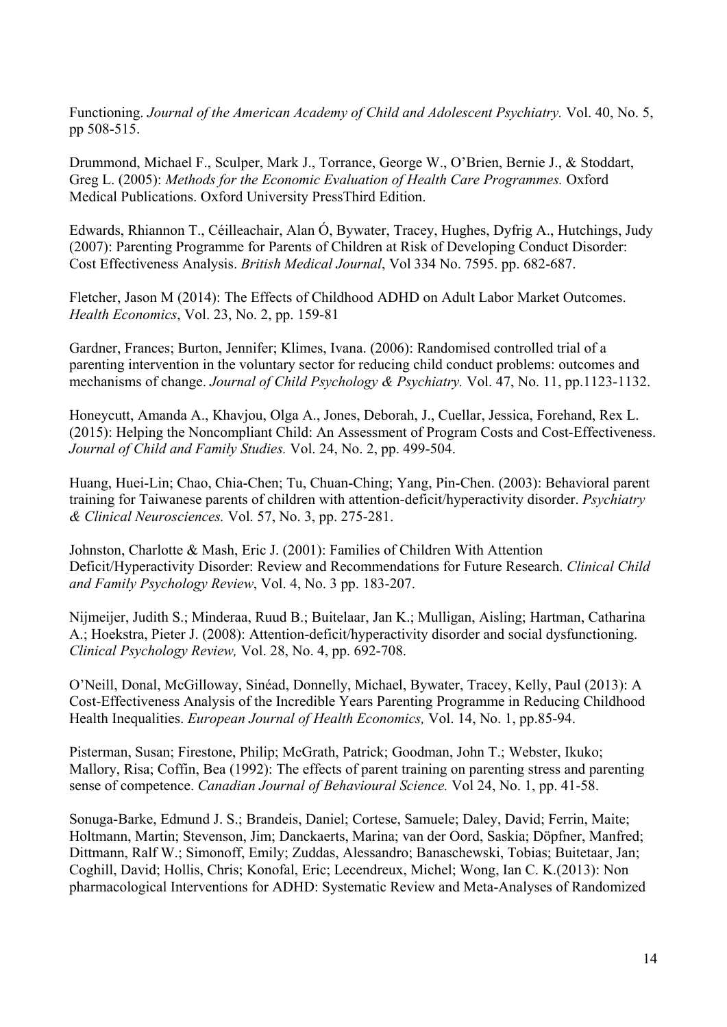Functioning. *Journal of the American Academy of Child and Adolescent Psychiatry.* Vol. 40, No. 5, pp 508-515.

Drummond, Michael F., Sculper, Mark J., Torrance, George W., O'Brien, Bernie J., & Stoddart, Greg L. (2005): *Methods for the Economic Evaluation of Health Care Programmes.* Oxford Medical Publications. Oxford University PressThird Edition.

Edwards, Rhiannon T., Céilleachair, Alan Ó, Bywater, Tracey, Hughes, Dyfrig A., Hutchings, Judy (2007): Parenting Programme for Parents of Children at Risk of Developing Conduct Disorder: Cost Effectiveness Analysis. *British Medical Journal*, Vol 334 No. 7595. pp. 682-687.

Fletcher, Jason M (2014): The Effects of Childhood ADHD on Adult Labor Market Outcomes. *Health Economics*, Vol. 23, No. 2, pp. 159-81

Gardner, Frances; Burton, Jennifer; Klimes, Ivana. (2006): Randomised controlled trial of a parenting intervention in the voluntary sector for reducing child conduct problems: outcomes and mechanisms of change. *Journal of Child Psychology & Psychiatry.* Vol. 47, No. 11, pp.1123-1132.

Honeycutt, Amanda A., Khavjou, Olga A., Jones, Deborah, J., Cuellar, Jessica, Forehand, Rex L. (2015): Helping the Noncompliant Child: An Assessment of Program Costs and Cost-Effectiveness. *Journal of Child and Family Studies.* Vol. 24, No. 2, pp. 499-504.

Huang, Huei-Lin; Chao, Chia-Chen; Tu, Chuan-Ching; Yang, Pin-Chen. (2003): Behavioral parent training for Taiwanese parents of children with attention-deficit/hyperactivity disorder. *Psychiatry & Clinical Neurosciences.* Vol. 57, No. 3, pp. 275-281.

Johnston, Charlotte & Mash, Eric J. (2001): Families of Children With Attention Deficit/Hyperactivity Disorder: Review and Recommendations for Future Research. *Clinical Child and Family Psychology Review*, Vol. 4, No. 3 pp. 183-207.

Nijmeijer, Judith S.; Minderaa, Ruud B.; Buitelaar, Jan K.; Mulligan, Aisling; Hartman, Catharina A.; Hoekstra, Pieter J. (2008): Attention-deficit/hyperactivity disorder and social dysfunctioning. *Clinical Psychology Review,* Vol. 28, No. 4, pp. 692-708.

O'Neill, Donal, McGilloway, Sinéad, Donnelly, Michael, Bywater, Tracey, Kelly, Paul (2013): A Cost-Effectiveness Analysis of the Incredible Years Parenting Programme in Reducing Childhood Health Inequalities. *European Journal of Health Economics,* Vol. 14, No. 1, pp.85-94.

Pisterman, Susan; Firestone, Philip; McGrath, Patrick; Goodman, John T.; Webster, Ikuko; Mallory, Risa; Coffin, Bea (1992): The effects of parent training on parenting stress and parenting sense of competence. *Canadian Journal of Behavioural Science.* Vol 24, No. 1, pp. 41-58.

Sonuga-Barke, Edmund J. S.; Brandeis, Daniel; Cortese, Samuele; Daley, David; Ferrin, Maite; Holtmann, Martin; Stevenson, Jim; Danckaerts, Marina; van der Oord, Saskia; Döpfner, Manfred; Dittmann, Ralf W.; Simonoff, Emily; Zuddas, Alessandro; Banaschewski, Tobias; Buitetaar, Jan; Coghill, David; Hollis, Chris; Konofal, Eric; Lecendreux, Michel; Wong, Ian C. K.(2013): Non pharmacological Interventions for ADHD: Systematic Review and Meta-Analyses of Randomized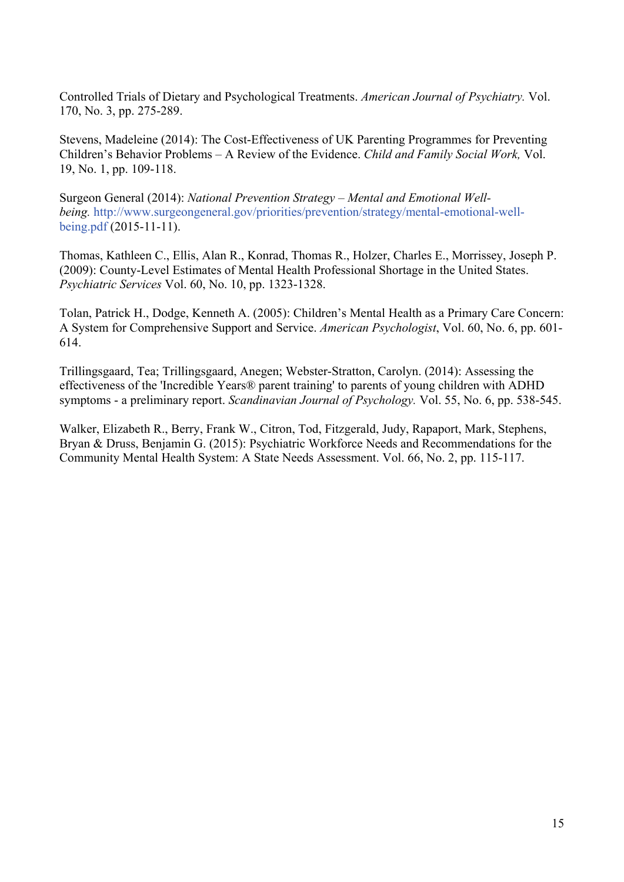Controlled Trials of Dietary and Psychological Treatments. *American Journal of Psychiatry.* Vol. 170, No. 3, pp. 275-289.

Stevens, Madeleine (2014): The Cost-Effectiveness of UK Parenting Programmes for Preventing Children's Behavior Problems – A Review of the Evidence. *Child and Family Social Work,* Vol. 19, No. 1, pp. 109-118.

Surgeon General (2014): *National Prevention Strategy – Mental and Emotional Well-being.* http://www.surgeongeneral.gov/priorities/prevention/strategy/mental-emotional-well-being.pdf (2015-11-11).

Thomas, Kathleen C., Ellis, Alan R., Konrad, Thomas R., Holzer, Charles E., Morrissey, Joseph P. (2009): County-Level Estimates of Mental Health Professional Shortage in the United States. *Psychiatric Services* Vol. 60, No. 10, pp. 1323-1328.

Tolan, Patrick H., Dodge, Kenneth A. (2005): Children's Mental Health as a Primary Care Concern: A System for Comprehensive Support and Service. *American Psychologist*, Vol. 60, No. 6, pp. 601-614.

Trillingsgaard, Tea; Trillingsgaard, Anegen; Webster-Stratton, Carolyn. (2014): Assessing the effectiveness of the 'Incredible Years® parent training' to parents of young children with ADHD symptoms - a preliminary report. *Scandinavian Journal of Psychology.* Vol. 55, No. 6, pp. 538-545.

Walker, Elizabeth R., Berry, Frank W., Citron, Tod, Fitzgerald, Judy, Rapaport, Mark, Stephens, Bryan & Druss, Benjamin G. (2015): Psychiatric Workforce Needs and Recommendations for the Community Mental Health System: A State Needs Assessment. Vol. 66, No. 2, pp. 115-117.